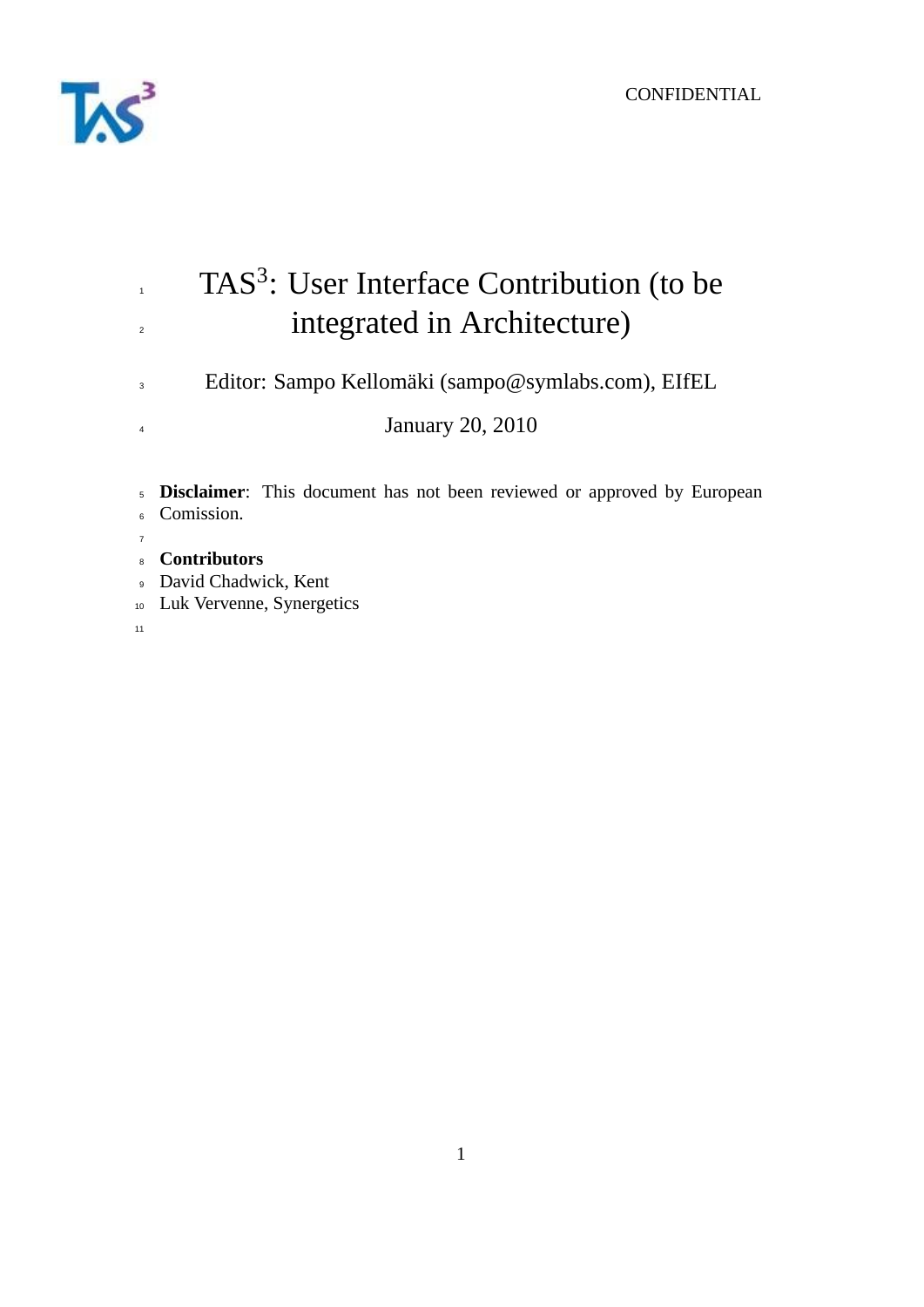CONFIDENTIAL

# TAS$^3$: User Interface Contribution (to be integrated in Architecture)

Editor: Sampo Kellomäki (sampo@symlabs.com), EIfEL

January 20, 2010

**Disclaimer**: This document has not been reviewed or approved by European Comission.

**Contributors**

David Chadwick, Kent

Luk Vervenne, Synergetics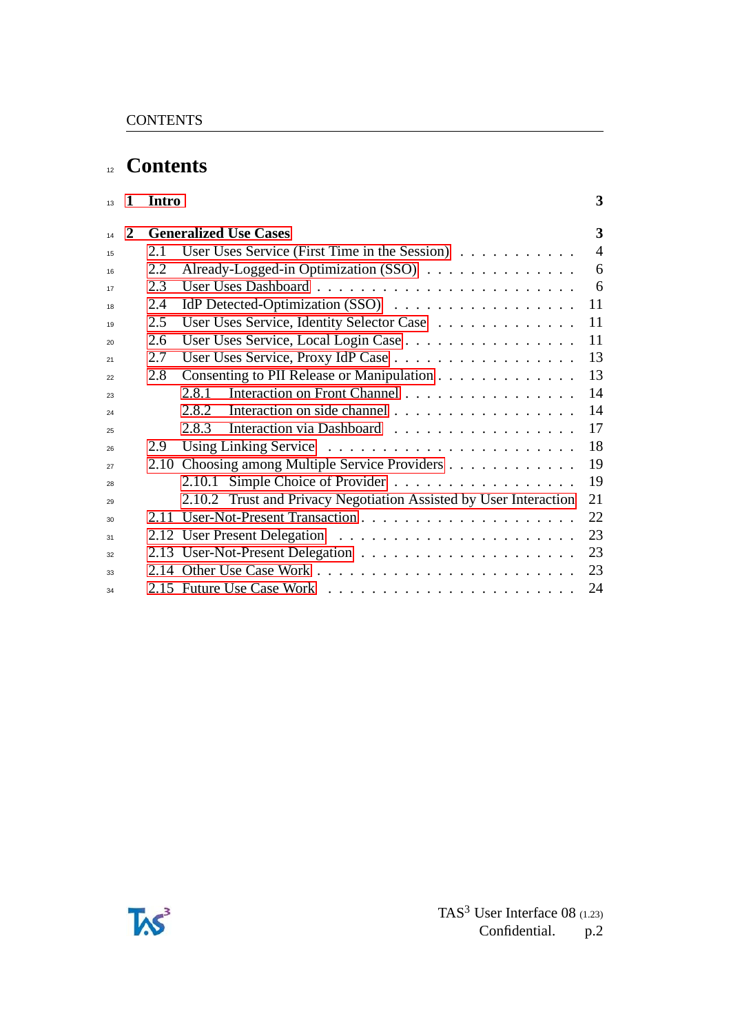# Contents

**1 Intro** **3**

**2 Generalized Use Cases** **3**

- 2.1 User Uses Service (First Time in the Session) . . . . . 4
- 2.2 Already-Logged-in Optimization (SSO) . . . . . 6
- 2.3 User Uses Dashboard . . . . . 6
- 2.4 IdP Detected-Optimization (SSO) . . . . . 11
- 2.5 User Uses Service, Identity Selector Case . . . . . 11
- 2.6 User Uses Service, Local Login Case . . . . . 11
- 2.7 User Uses Service, Proxy IdP Case . . . . . 13
- 2.8 Consenting to PII Release or Manipulation . . . . . 13
  - 2.8.1 Interaction on Front Channel . . . . . 14
  - 2.8.2 Interaction on side channel . . . . . 14
  - 2.8.3 Interaction via Dashboard . . . . . 17
- 2.9 Using Linking Service . . . . . 18
- 2.10 Choosing among Multiple Service Providers . . . . . 19
  - 2.10.1 Simple Choice of Provider . . . . . 19
  - 2.10.2 Trust and Privacy Negotiation Assisted by User Interaction 21
- 2.11 User-Not-Present Transaction . . . . . 22
- 2.12 User Present Delegation . . . . . 23
- 2.13 User-Not-Present Delegation . . . . . 23
- 2.14 Other Use Case Work . . . . . 23
- 2.15 Future Use Case Work . . . . . 24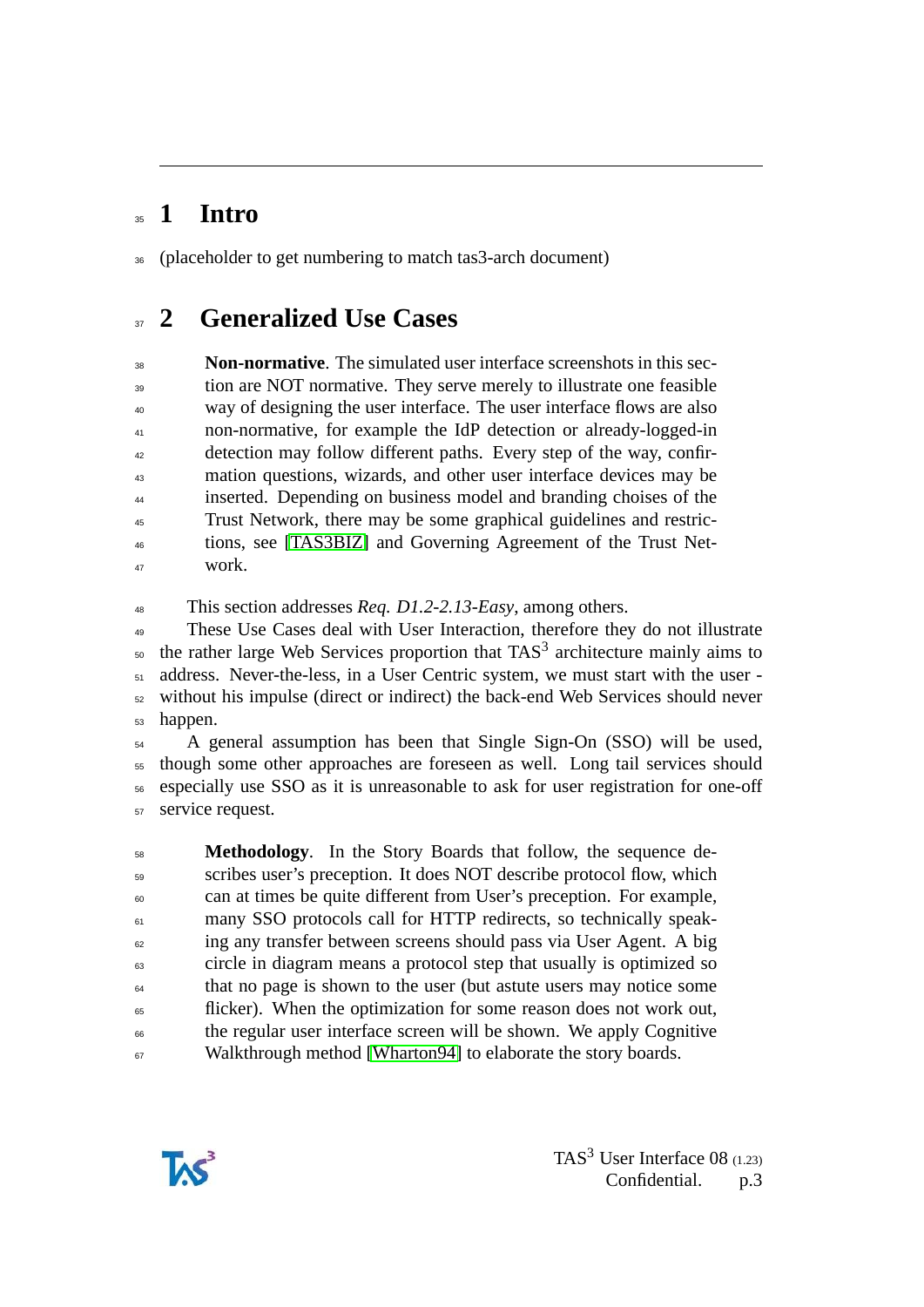# 1 Intro

(placeholder to get numbering to match tas3-arch document)

# 2 Generalized Use Cases

> **Non-normative**. The simulated user interface screenshots in this section are NOT normative. They serve merely to illustrate one feasible way of designing the user interface. The user interface flows are also non-normative, for example the IdP detection or already-logged-in detection may follow different paths. Every step of the way, confirmation questions, wizards, and other user interface devices may be inserted. Depending on business model and branding choises of the Trust Network, there may be some graphical guidelines and restrictions, see [TAS3BIZ] and Governing Agreement of the Trust Network.

This section addresses *Req. D1.2-2.13-Easy*, among others.

These Use Cases deal with User Interaction, therefore they do not illustrate the rather large Web Services proportion that TAS$^3$ architecture mainly aims to address. Never-the-less, in a User Centric system, we must start with the user - without his impulse (direct or indirect) the back-end Web Services should never happen.

A general assumption has been that Single Sign-On (SSO) will be used, though some other approaches are foreseen as well. Long tail services should especially use SSO as it is unreasonable to ask for user registration for one-off service request.

> **Methodology**. In the Story Boards that follow, the sequence describes user's preception. It does NOT describe protocol flow, which can at times be quite different from User's preception. For example, many SSO protocols call for HTTP redirects, so technically speaking any transfer between screens should pass via User Agent. A big circle in diagram means a protocol step that usually is optimized so that no page is shown to the user (but astute users may notice some flicker). When the optimization for some reason does not work out, the regular user interface screen will be shown. We apply Cognitive Walkthrough method [Wharton94] to elaborate the story boards.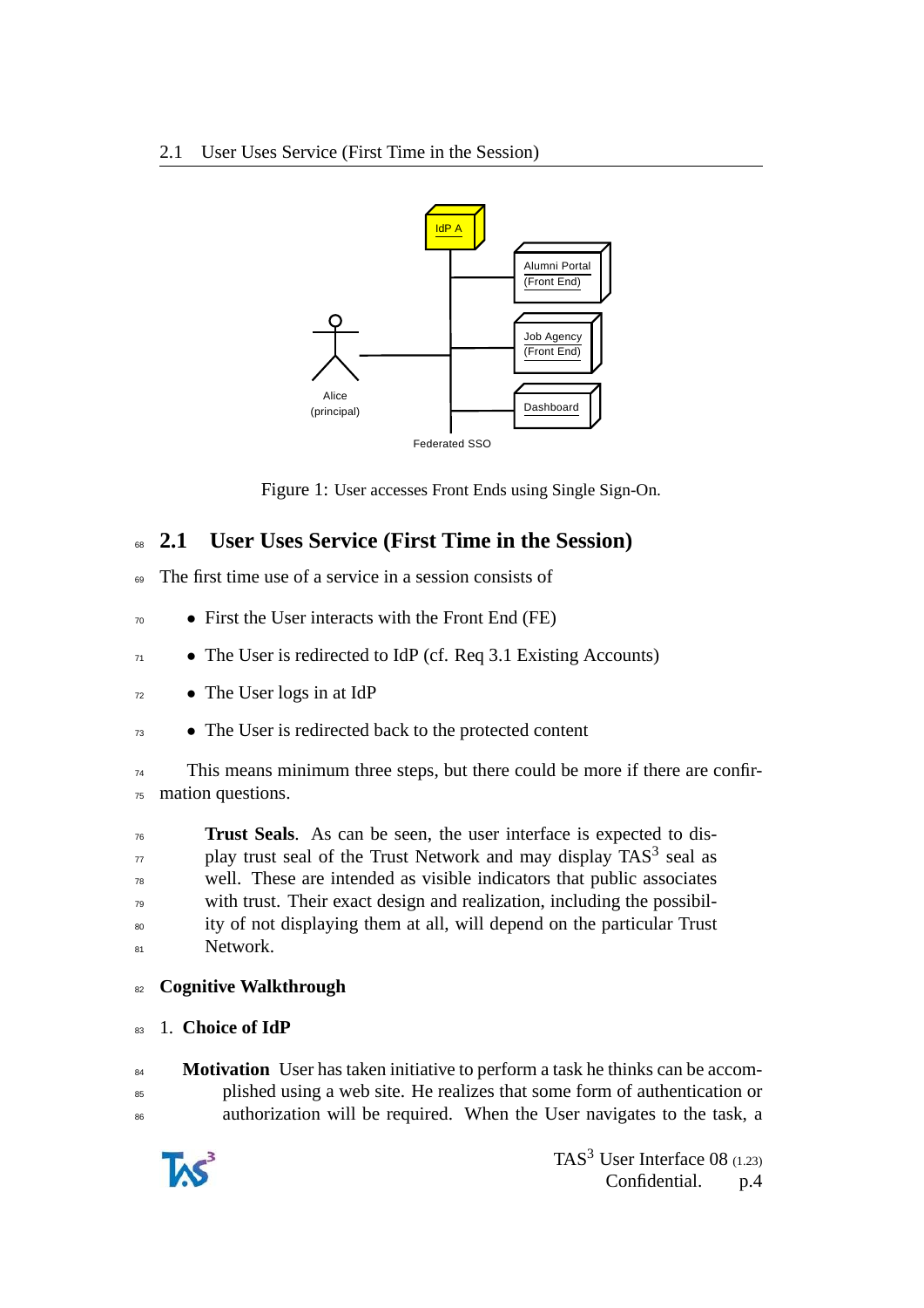Figure 1: User accesses Front Ends using Single Sign-On.

## 2.1 User Uses Service (First Time in the Session)

The first time use of a service in a session consists of

- First the User interacts with the Front End (FE)
- The User is redirected to IdP (cf. Req 3.1 Existing Accounts)
- The User logs in at IdP
- The User is redirected back to the protected content

This means minimum three steps, but there could be more if there are confirmation questions.

> **Trust Seals**. As can be seen, the user interface is expected to display trust seal of the Trust Network and may display TAS[3] seal as well. These are intended as visible indicators that public associates with trust. Their exact design and realization, including the possibility of not displaying them at all, will depend on the particular Trust Network.

**Cognitive Walkthrough**

1. **Choice of IdP**

**Motivation** User has taken initiative to perform a task he thinks can be accomplished using a web site. He realizes that some form of authentication or authorization will be required. When the User navigates to the task, a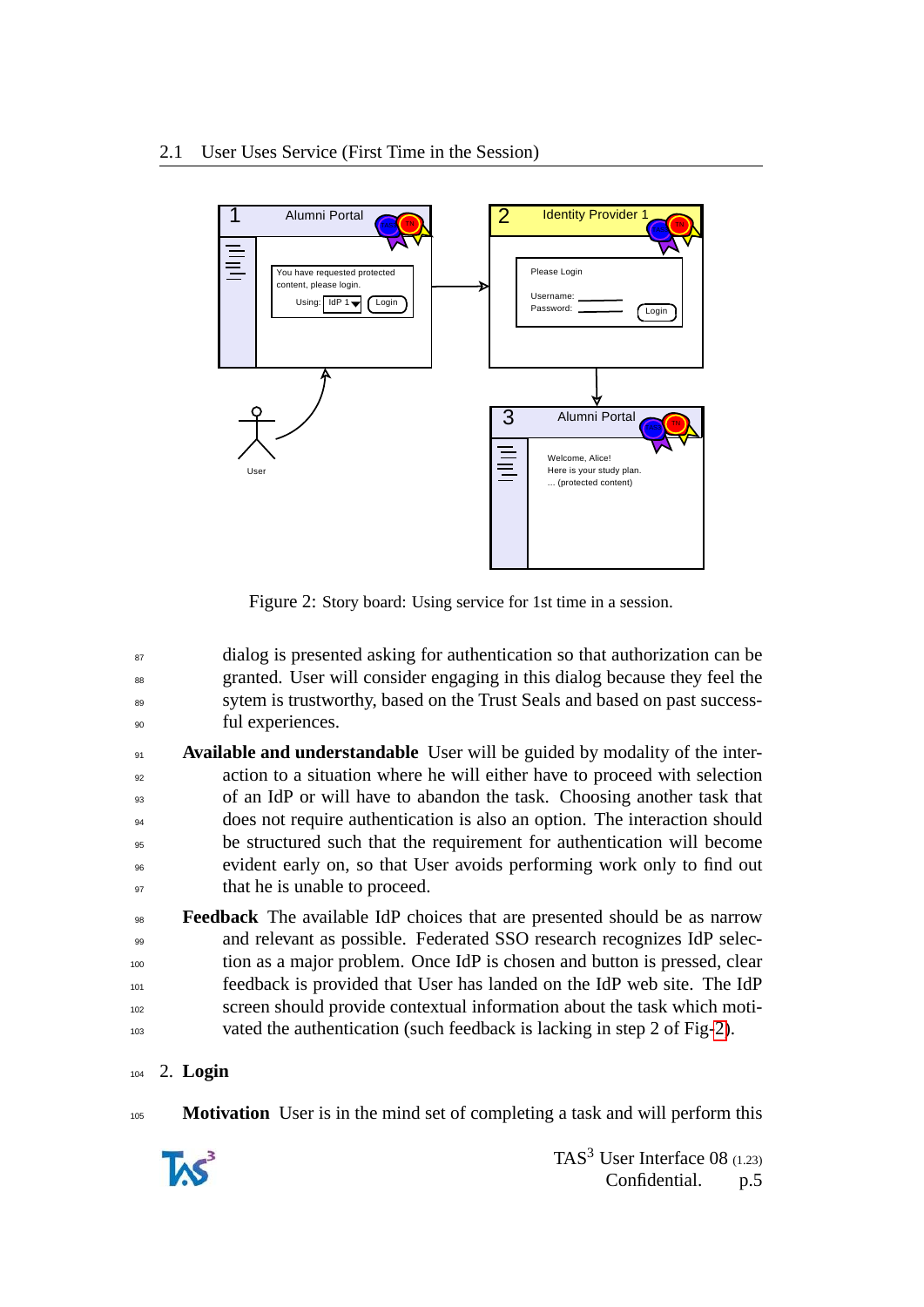### 2.1 User Uses Service (First Time in the Session)

Figure 2: Story board: Using service for 1st time in a session.

dialog is presented asking for authentication so that authorization can be granted. User will consider engaging in this dialog because they feel the sytem is trustworthy, based on the Trust Seals and based on past successful experiences.

**Available and understandable** User will be guided by modality of the interaction to a situation where he will either have to proceed with selection of an IdP or will have to abandon the task. Choosing another task that does not require authentication is also an option. The interaction should be structured such that the requirement for authentication will become evident early on, so that User avoids performing work only to find out that he is unable to proceed.

**Feedback** The available IdP choices that are presented should be as narrow and relevant as possible. Federated SSO research recognizes IdP selection as a major problem. Once IdP is chosen and button is pressed, clear feedback is provided that User has landed on the IdP web site. The IdP screen should provide contextual information about the task which motivated the authentication (such feedback is lacking in step 2 of Fig-2).

2. **Login**

**Motivation** User is in the mind set of completing a task and will perform this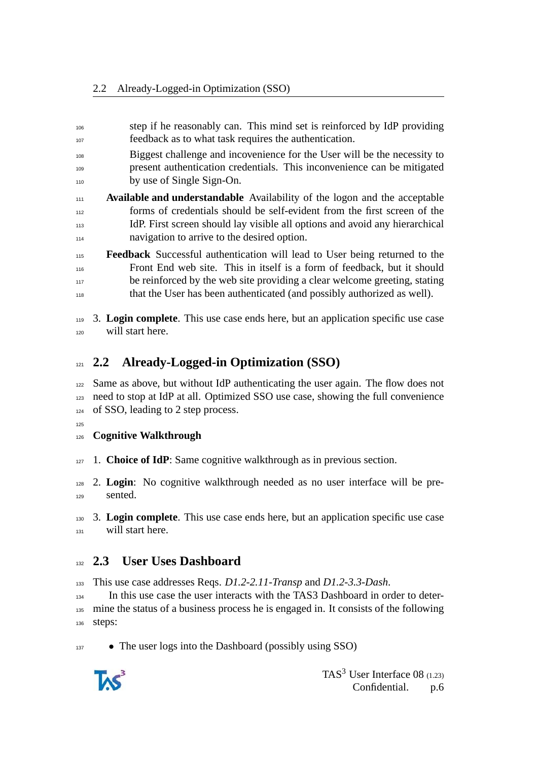step if he reasonably can. This mind set is reinforced by IdP providing feedback as to what task requires the authentication.

Biggest challenge and incovenience for the User will be the necessity to present authentication credentials. This inconvenience can be mitigated by use of Single Sign-On.

**Available and understandable** Availability of the logon and the acceptable forms of credentials should be self-evident from the first screen of the IdP. First screen should lay visible all options and avoid any hierarchical navigation to arrive to the desired option.

**Feedback** Successful authentication will lead to User being returned to the Front End web site. This in itself is a form of feedback, but it should be reinforced by the web site providing a clear welcome greeting, stating that the User has been authenticated (and possibly authorized as well).

3. **Login complete**. This use case ends here, but an application specific use case will start here.

## 2.2 Already-Logged-in Optimization (SSO)

Same as above, but without IdP authenticating the user again. The flow does not need to stop at IdP at all. Optimized SSO use case, showing the full convenience of SSO, leading to 2 step process.

**Cognitive Walkthrough**

1. **Choice of IdP**: Same cognitive walkthrough as in previous section.
2. **Login**: No cognitive walkthrough needed as no user interface will be presented.
3. **Login complete**. This use case ends here, but an application specific use case will start here.

## 2.3 User Uses Dashboard

This use case addresses Reqs. *D1.2-2.11-Transp* and *D1.2-3.3-Dash*.

In this use case the user interacts with the TAS3 Dashboard in order to determine the status of a business process he is engaged in. It consists of the following steps:

- The user logs into the Dashboard (possibly using SSO)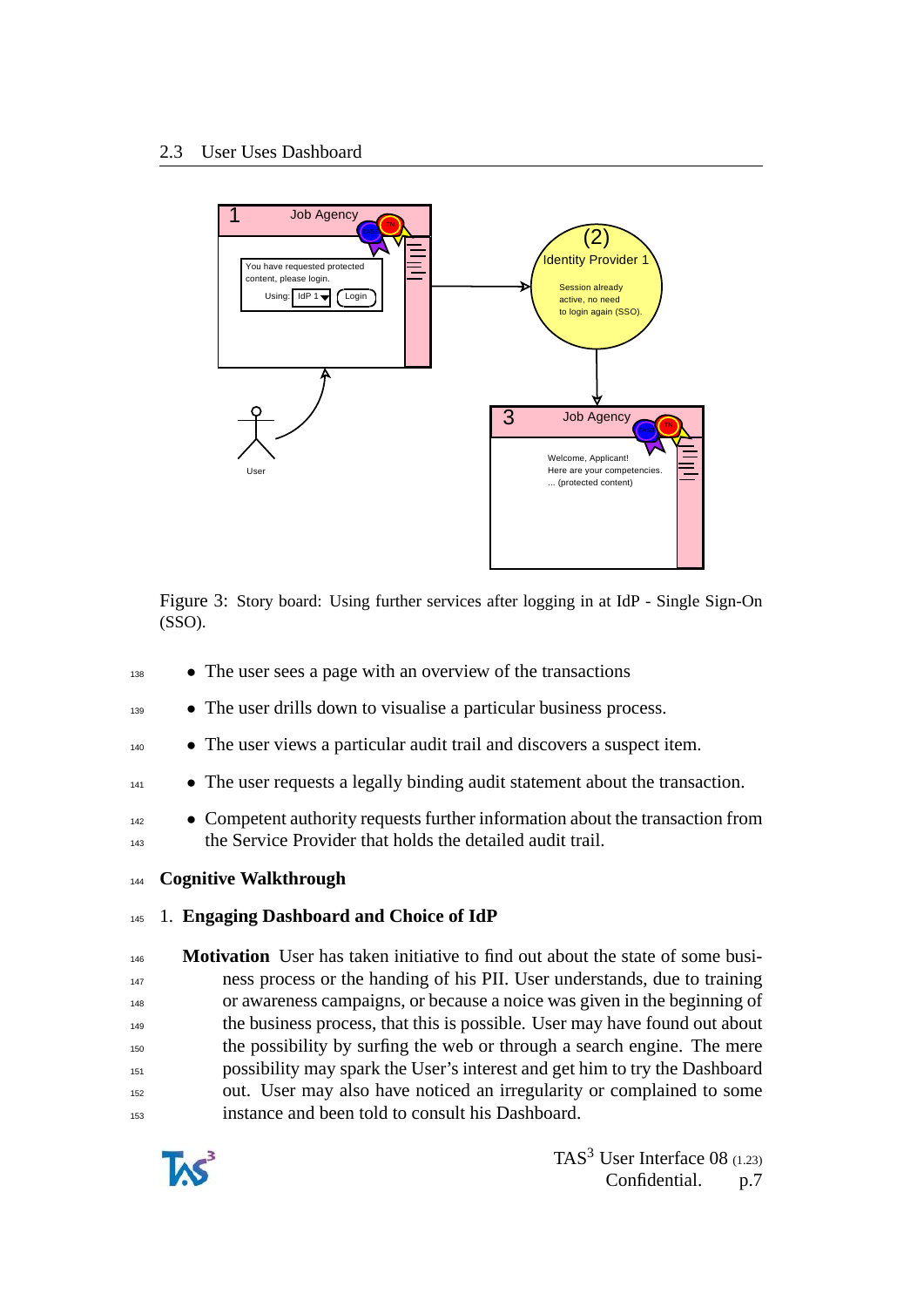## 2.3 User Uses Dashboard

Figure 3: Story board: Using further services after logging in at IdP - Single Sign-On (SSO).

- The user sees a page with an overview of the transactions
- The user drills down to visualise a particular business process.
- The user views a particular audit trail and discovers a suspect item.
- The user requests a legally binding audit statement about the transaction.
- Competent authority requests further information about the transaction from the Service Provider that holds the detailed audit trail.

**Cognitive Walkthrough**

1. **Engaging Dashboard and Choice of IdP**

   **Motivation** User has taken initiative to find out about the state of some business process or the handing of his PII. User understands, due to training or awareness campaigns, or because a noice was given in the beginning of the business process, that this is possible. User may have found out about the possibility by surfing the web or through a search engine. The mere possibility may spark the User's interest and get him to try the Dashboard out. User may also have noticed an irregularity or complained to some instance and been told to consult his Dashboard.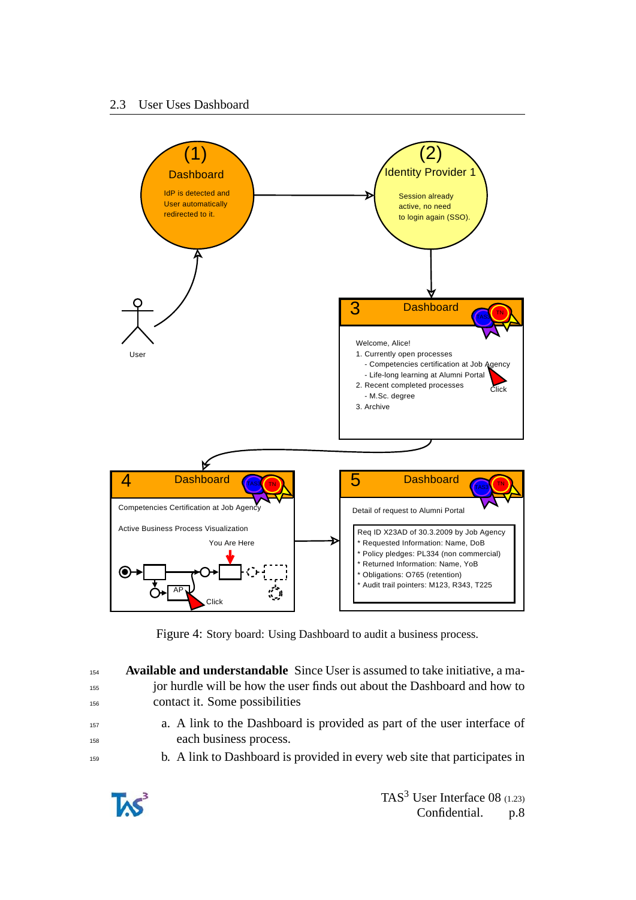## 2.3 User Uses Dashboard

Figure 4: Story board: Using Dashboard to audit a business process.

**Available and understandable** Since User is assumed to take initiative, a major hurdle will be how the user finds out about the Dashboard and how to contact it. Some possibilities

a. A link to the Dashboard is provided as part of the user interface of each business process.

b. A link to Dashboard is provided in every web site that participates in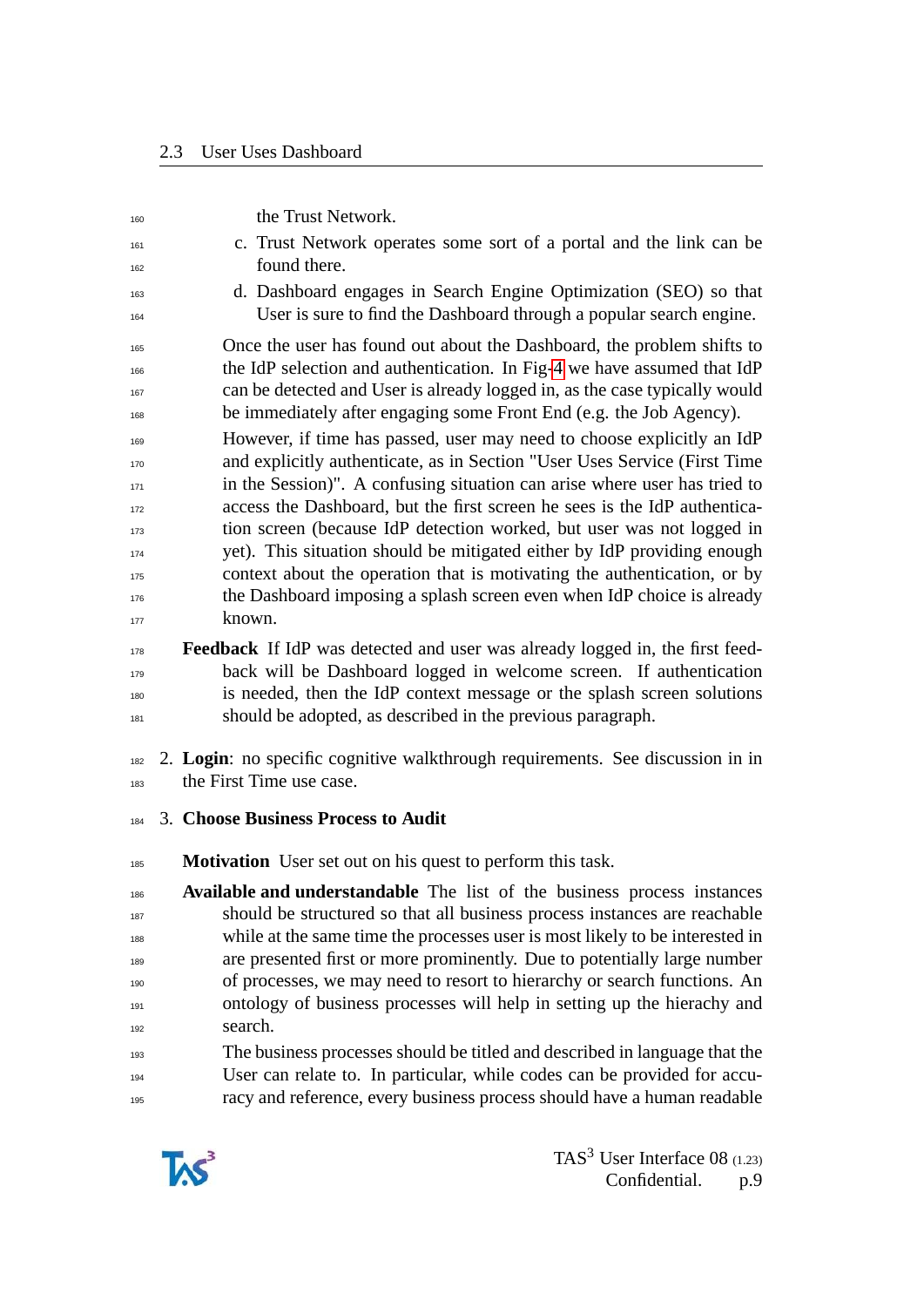the Trust Network.

c. Trust Network operates some sort of a portal and the link can be found there.

d. Dashboard engages in Search Engine Optimization (SEO) so that User is sure to find the Dashboard through a popular search engine.

Once the user has found out about the Dashboard, the problem shifts to the IdP selection and authentication. In Fig-4 we have assumed that IdP can be detected and User is already logged in, as the case typically would be immediately after engaging some Front End (e.g. the Job Agency).

However, if time has passed, user may need to choose explicitly an IdP and explicitly authenticate, as in Section "User Uses Service (First Time in the Session)". A confusing situation can arise where user has tried to access the Dashboard, but the first screen he sees is the IdP authentication screen (because IdP detection worked, but user was not logged in yet). This situation should be mitigated either by IdP providing enough context about the operation that is motivating the authentication, or by the Dashboard imposing a splash screen even when IdP choice is already known.

**Feedback** If IdP was detected and user was already logged in, the first feedback will be Dashboard logged in welcome screen. If authentication is needed, then the IdP context message or the splash screen solutions should be adopted, as described in the previous paragraph.

2. **Login**: no specific cognitive walkthrough requirements. See discussion in in the First Time use case.

3. **Choose Business Process to Audit**

**Motivation** User set out on his quest to perform this task.

**Available and understandable** The list of the business process instances should be structured so that all business process instances are reachable while at the same time the processes user is most likely to be interested in are presented first or more prominently. Due to potentially large number of processes, we may need to resort to hierarchy or search functions. An ontology of business processes will help in setting up the hierachy and search.

The business processes should be titled and described in language that the User can relate to. In particular, while codes can be provided for accuracy and reference, every business process should have a human readable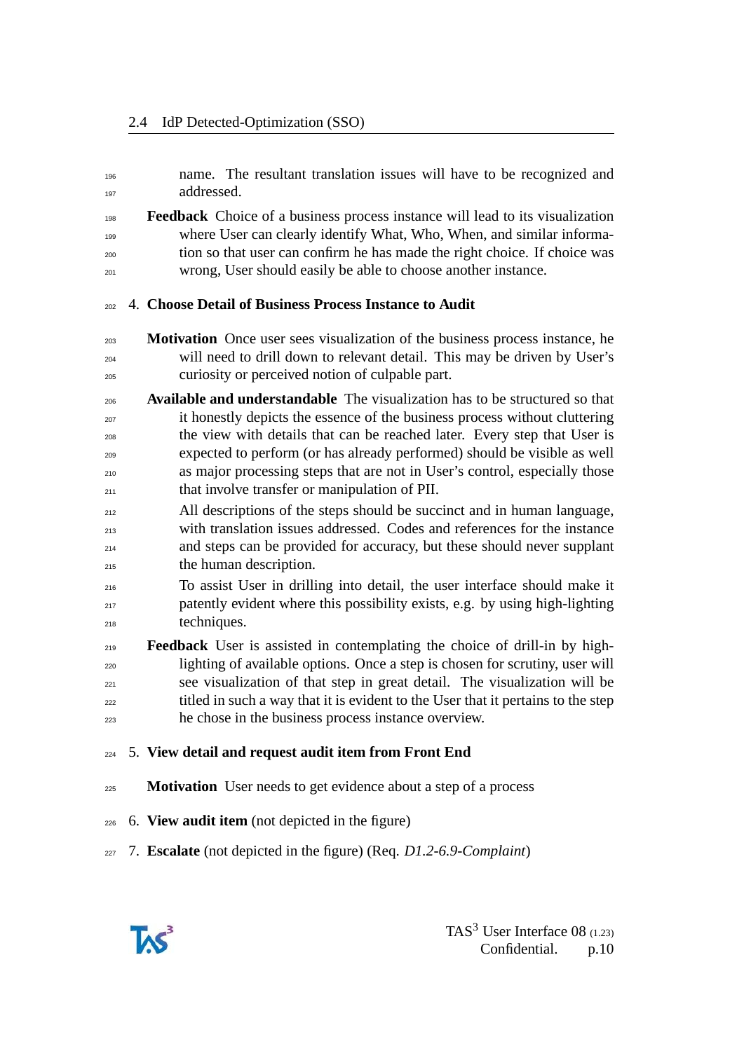name. The resultant translation issues will have to be recognized and addressed.

**Feedback** Choice of a business process instance will lead to its visualization where User can clearly identify What, Who, When, and similar information so that user can confirm he has made the right choice. If choice was wrong, User should easily be able to choose another instance.

4. **Choose Detail of Business Process Instance to Audit**

   **Motivation** Once user sees visualization of the business process instance, he will need to drill down to relevant detail. This may be driven by User's curiosity or perceived notion of culpable part.

   **Available and understandable** The visualization has to be structured so that it honestly depicts the essence of the business process without cluttering the view with details that can be reached later. Every step that User is expected to perform (or has already performed) should be visible as well as major processing steps that are not in User's control, especially those that involve transfer or manipulation of PII.

   All descriptions of the steps should be succinct and in human language, with translation issues addressed. Codes and references for the instance and steps can be provided for accuracy, but these should never supplant the human description.

   To assist User in drilling into detail, the user interface should make it patently evident where this possibility exists, e.g. by using high-lighting techniques.

   **Feedback** User is assisted in contemplating the choice of drill-in by high-lighting of available options. Once a step is chosen for scrutiny, user will see visualization of that step in great detail. The visualization will be titled in such a way that it is evident to the User that it pertains to the step he chose in the business process instance overview.

5. **View detail and request audit item from Front End**

   **Motivation** User needs to get evidence about a step of a process

6. **View audit item** (not depicted in the figure)

7. **Escalate** (not depicted in the figure) (Req. *D1.2-6.9-Complaint*)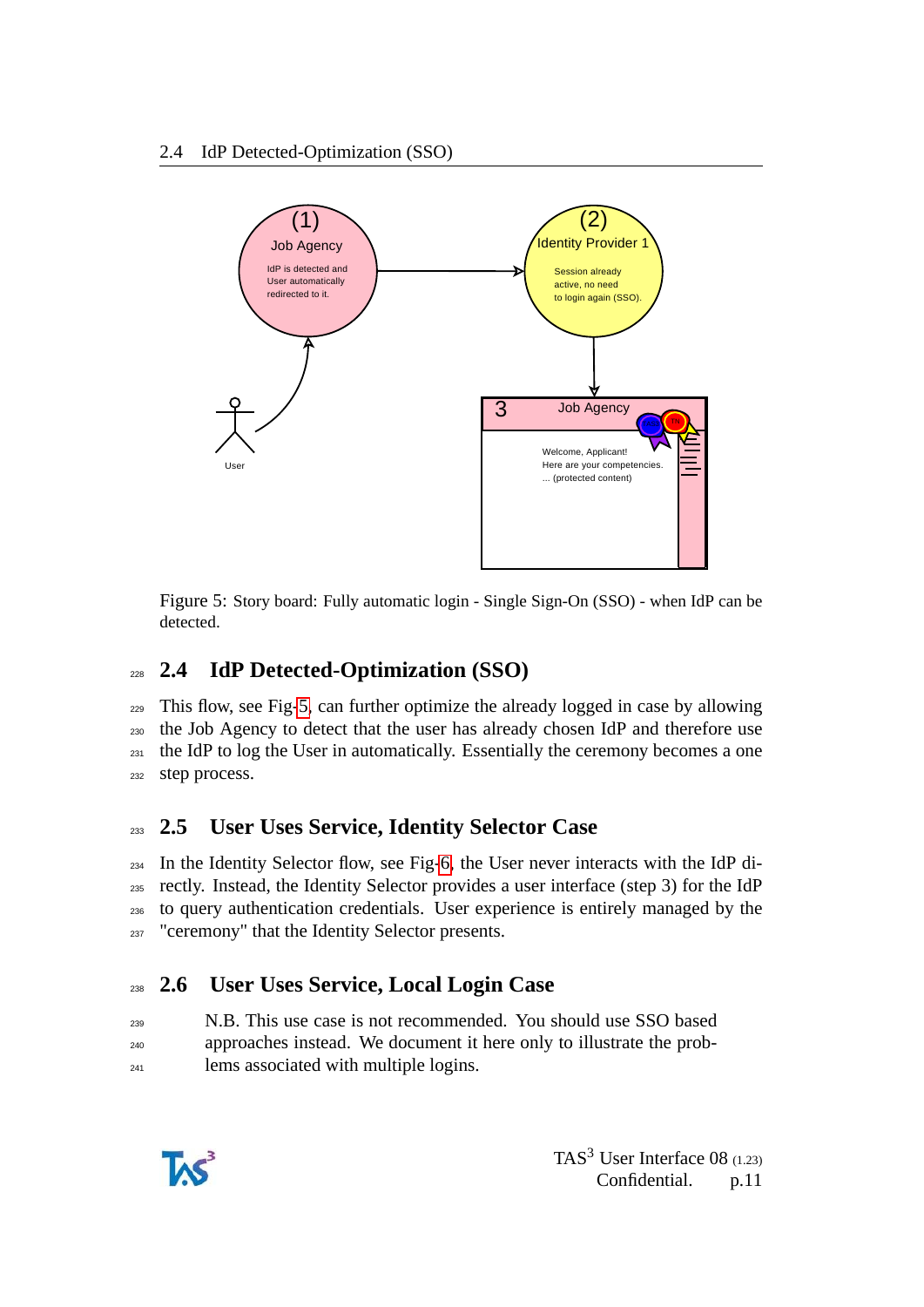Figure 5: Story board: Fully automatic login - Single Sign-On (SSO) - when IdP can be detected.

## 2.4 IdP Detected-Optimization (SSO)

This flow, see Fig-5, can further optimize the already logged in case by allowing the Job Agency to detect that the user has already chosen IdP and therefore use the IdP to log the User in automatically. Essentially the ceremony becomes a one step process.

## 2.5 User Uses Service, Identity Selector Case

In the Identity Selector flow, see Fig-6, the User never interacts with the IdP directly. Instead, the Identity Selector provides a user interface (step 3) for the IdP to query authentication credentials. User experience is entirely managed by the "ceremony" that the Identity Selector presents.

## 2.6 User Uses Service, Local Login Case

> N.B. This use case is not recommended. You should use SSO based approaches instead. We document it here only to illustrate the problems associated with multiple logins.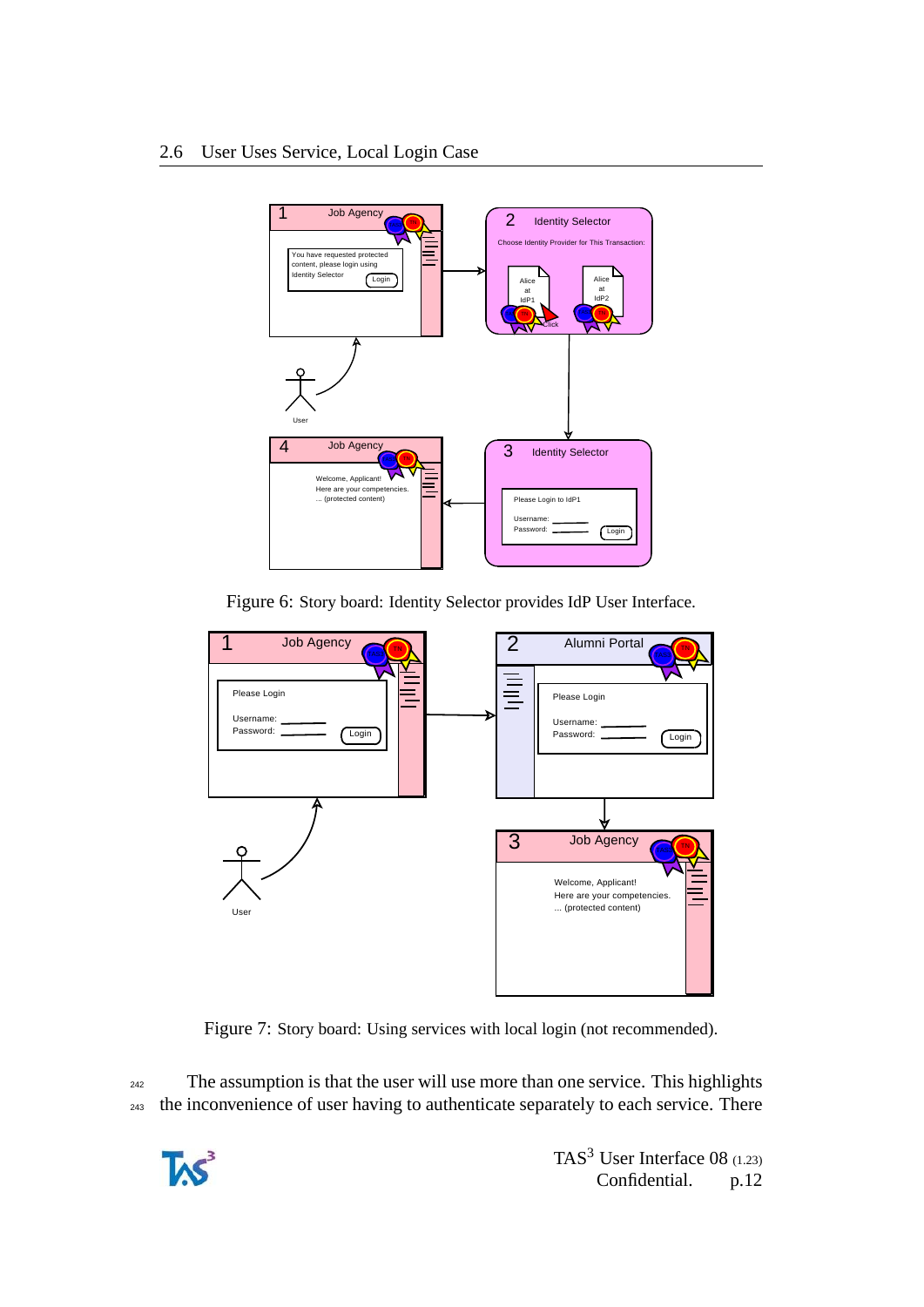## 2.6 User Uses Service, Local Login Case

Figure 6: Story board: Identity Selector provides IdP User Interface.

Figure 7: Story board: Using services with local login (not recommended).

The assumption is that the user will use more than one service. This highlights the inconvenience of user having to authenticate separately to each service. There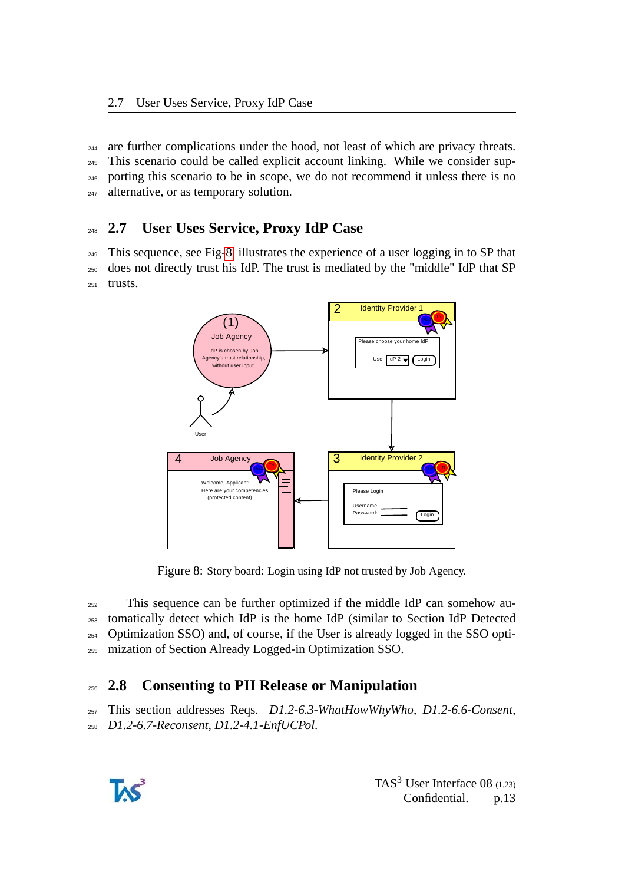are further complications under the hood, not least of which are privacy threats. This scenario could be called explicit account linking. While we consider supporting this scenario to be in scope, we do not recommend it unless there is no alternative, or as temporary solution.

## 2.7 User Uses Service, Proxy IdP Case

This sequence, see Fig-8, illustrates the experience of a user logging in to SP that does not directly trust his IdP. The trust is mediated by the "middle" IdP that SP trusts.

Figure 8: Story board: Login using IdP not trusted by Job Agency.

This sequence can be further optimized if the middle IdP can somehow automatically detect which IdP is the home IdP (similar to Section IdP Detected Optimization SSO) and, of course, if the User is already logged in the SSO optimization of Section Already Logged-in Optimization SSO.

## 2.8 Consenting to PII Release or Manipulation

This section addresses Reqs. *D1.2-6.3-WhatHowWhyWho*, *D1.2-6.6-Consent*, *D1.2-6.7-Reconsent*, *D1.2-4.1-EnfUCPol*.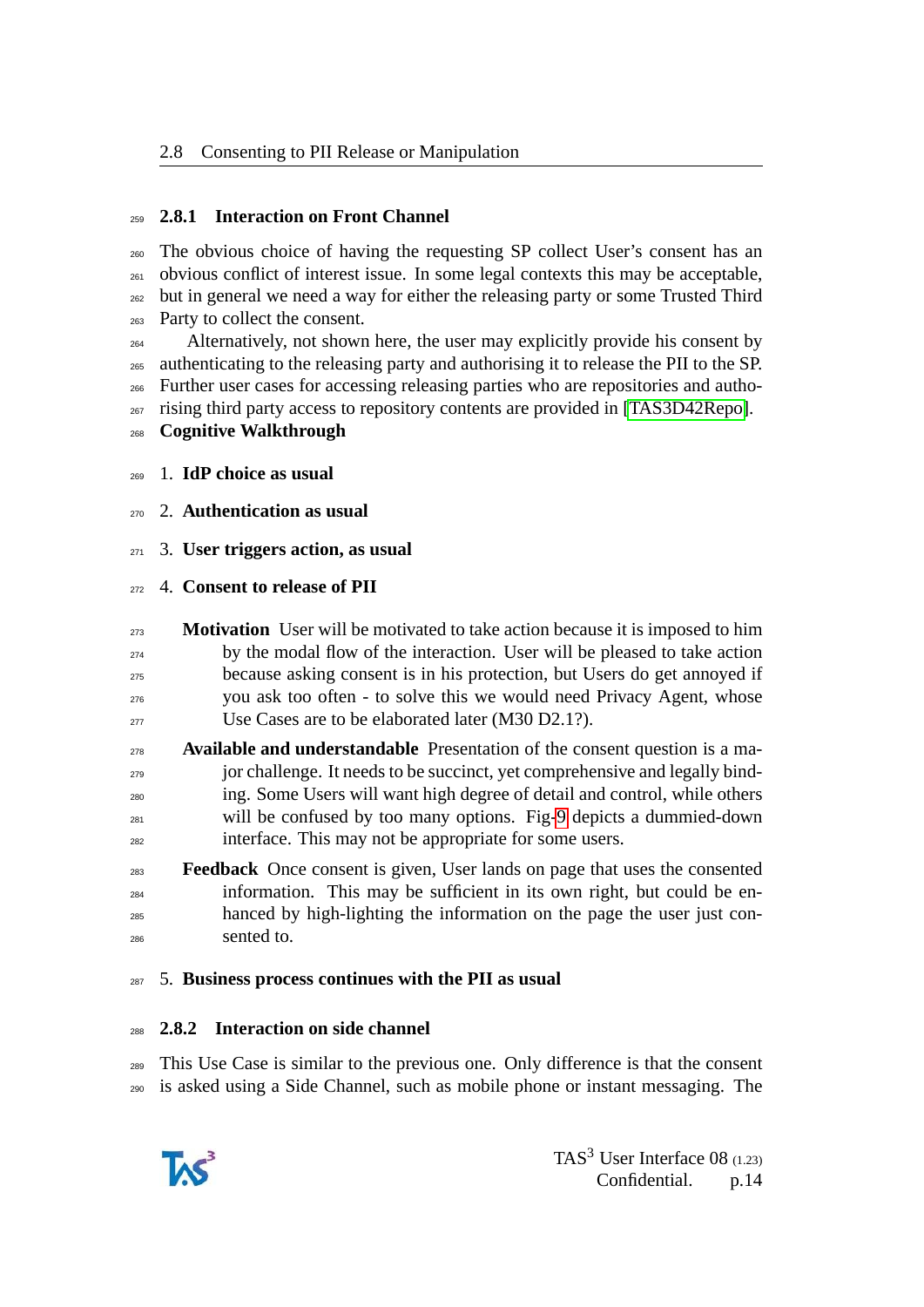### 2.8.1 Interaction on Front Channel

The obvious choice of having the requesting SP collect User's consent has an obvious conflict of interest issue. In some legal contexts this may be acceptable, but in general we need a way for either the releasing party or some Trusted Third Party to collect the consent.

Alternatively, not shown here, the user may explicitly provide his consent by authenticating to the releasing party and authorising it to release the PII to the SP. Further user cases for accessing releasing parties who are repositories and authorising third party access to repository contents are provided in [TAS3D42Repo].

**Cognitive Walkthrough**

1. **IdP choice as usual**
2. **Authentication as usual**
3. **User triggers action, as usual**
4. **Consent to release of PII**

   **Motivation** User will be motivated to take action because it is imposed to him by the modal flow of the interaction. User will be pleased to take action because asking consent is in his protection, but Users do get annoyed if you ask too often - to solve this we would need Privacy Agent, whose Use Cases are to be elaborated later (M30 D2.1?).

   **Available and understandable** Presentation of the consent question is a major challenge. It needs to be succinct, yet comprehensive and legally binding. Some Users will want high degree of detail and control, while others will be confused by too many options. Fig-9 depicts a dummied-down interface. This may not be appropriate for some users.

   **Feedback** Once consent is given, User lands on page that uses the consented information. This may be sufficient in its own right, but could be enhanced by high-lighting the information on the page the user just consented to.

5. **Business process continues with the PII as usual**

### 2.8.2 Interaction on side channel

This Use Case is similar to the previous one. Only difference is that the consent is asked using a Side Channel, such as mobile phone or instant messaging. The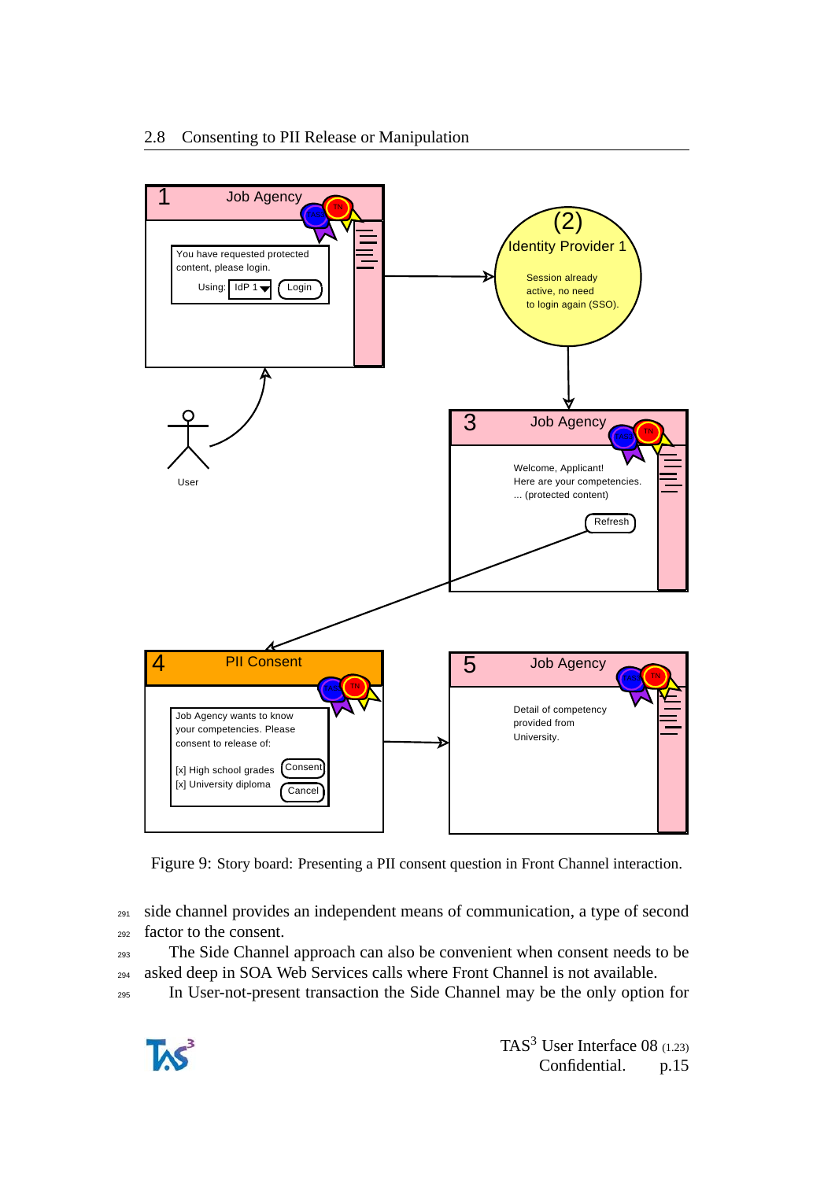Figure 9: Story board: Presenting a PII consent question in Front Channel interaction.

side channel provides an independent means of communication, a type of second factor to the consent.

The Side Channel approach can also be convenient when consent needs to be asked deep in SOA Web Services calls where Front Channel is not available.

In User-not-present transaction the Side Channel may be the only option for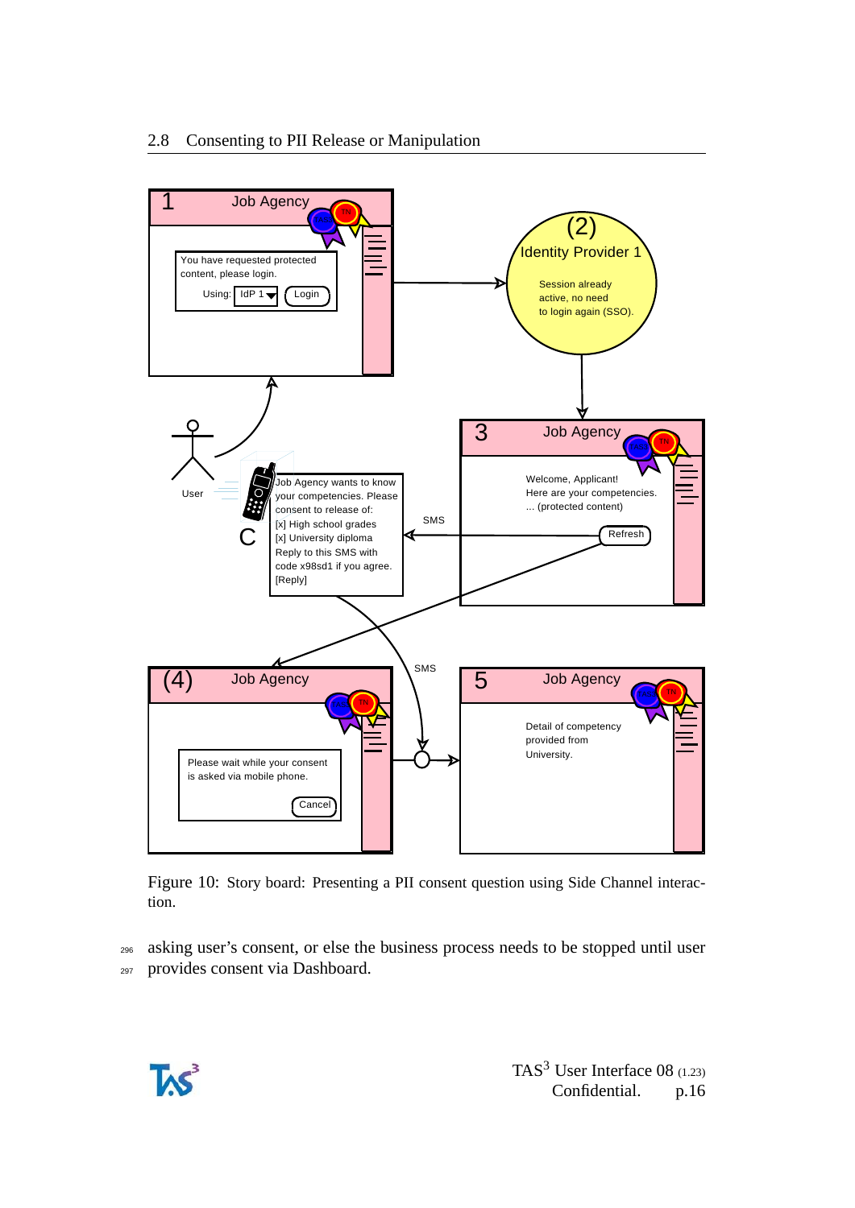Figure 10: Story board: Presenting a PII consent question using Side Channel interaction.

asking user's consent, or else the business process needs to be stopped until user provides consent via Dashboard.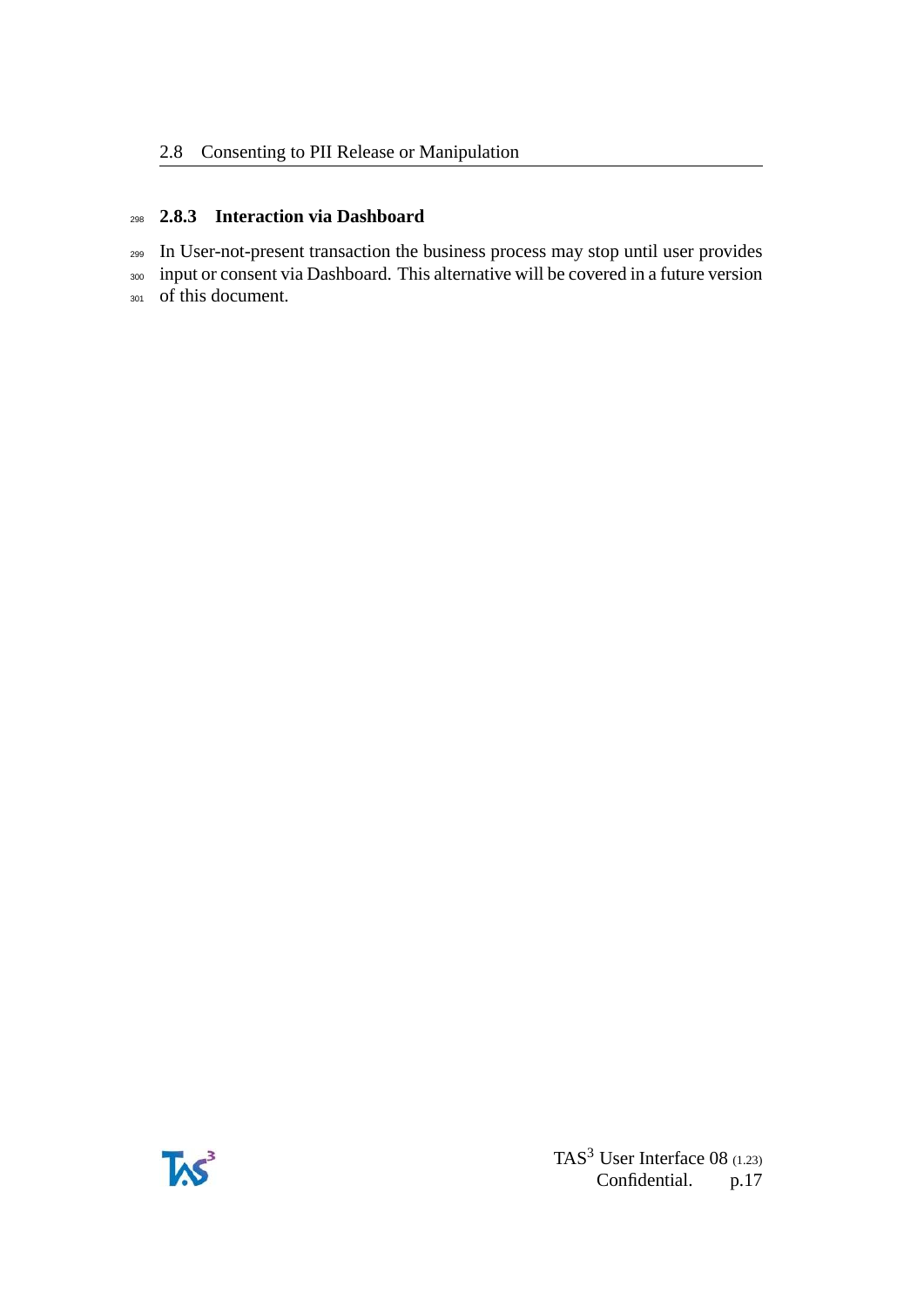### 2.8.3 Interaction via Dashboard

In User-not-present transaction the business process may stop until user provides input or consent via Dashboard. This alternative will be covered in a future version of this document.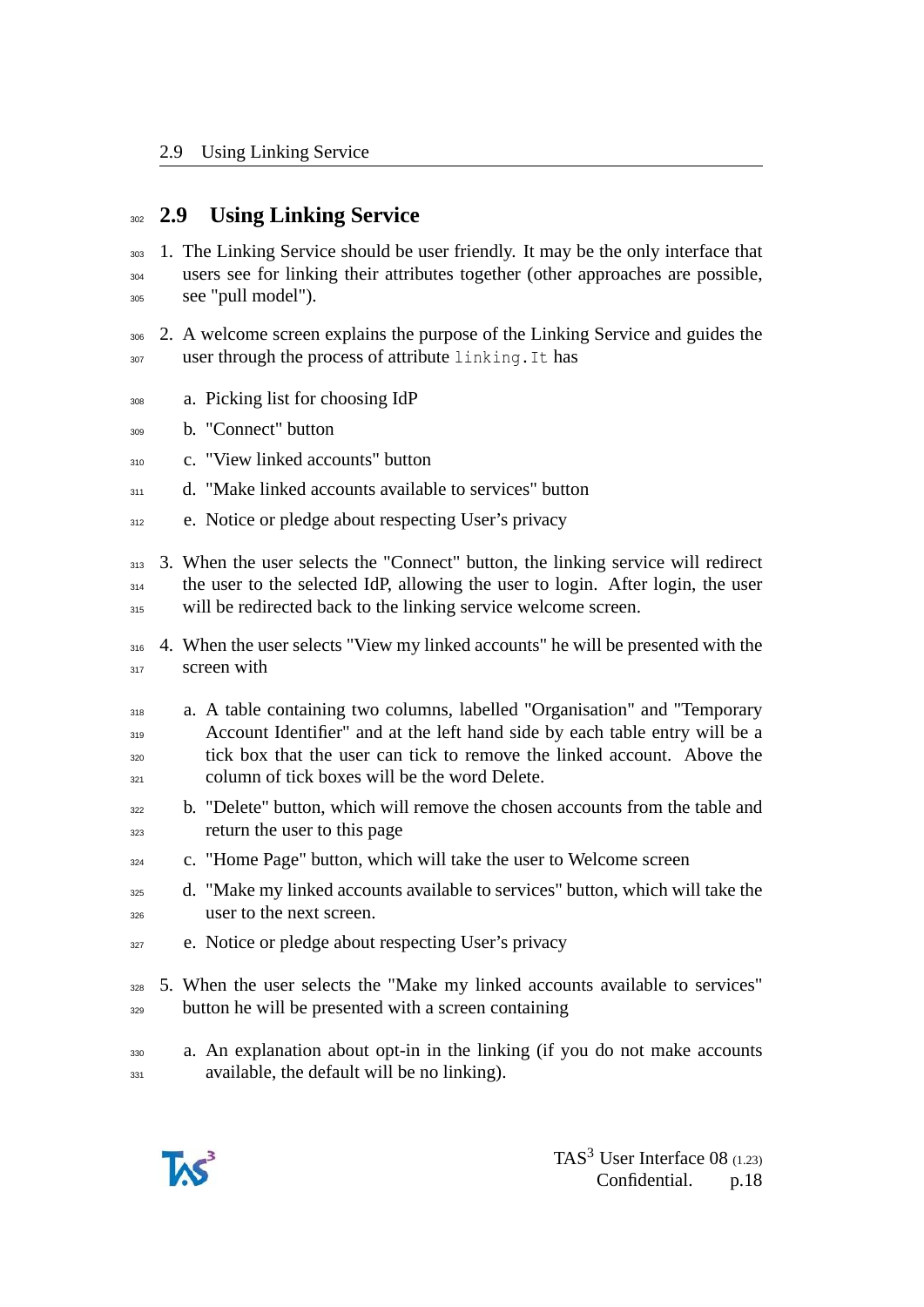## 2.9 Using Linking Service

1. The Linking Service should be user friendly. It may be the only interface that users see for linking their attributes together (other approaches are possible, see "pull model").

2. A welcome screen explains the purpose of the Linking Service and guides the user through the process of attribute `linking.It` has

   a. Picking list for choosing IdP

   b. "Connect" button

   c. "View linked accounts" button

   d. "Make linked accounts available to services" button

   e. Notice or pledge about respecting User's privacy

3. When the user selects the "Connect" button, the linking service will redirect the user to the selected IdP, allowing the user to login. After login, the user will be redirected back to the linking service welcome screen.

4. When the user selects "View my linked accounts" he will be presented with the screen with

   a. A table containing two columns, labelled "Organisation" and "Temporary Account Identifier" and at the left hand side by each table entry will be a tick box that the user can tick to remove the linked account. Above the column of tick boxes will be the word Delete.

   b. "Delete" button, which will remove the chosen accounts from the table and return the user to this page

   c. "Home Page" button, which will take the user to Welcome screen

   d. "Make my linked accounts available to services" button, which will take the user to the next screen.

   e. Notice or pledge about respecting User's privacy

5. When the user selects the "Make my linked accounts available to services" button he will be presented with a screen containing

   a. An explanation about opt-in in the linking (if you do not make accounts available, the default will be no linking).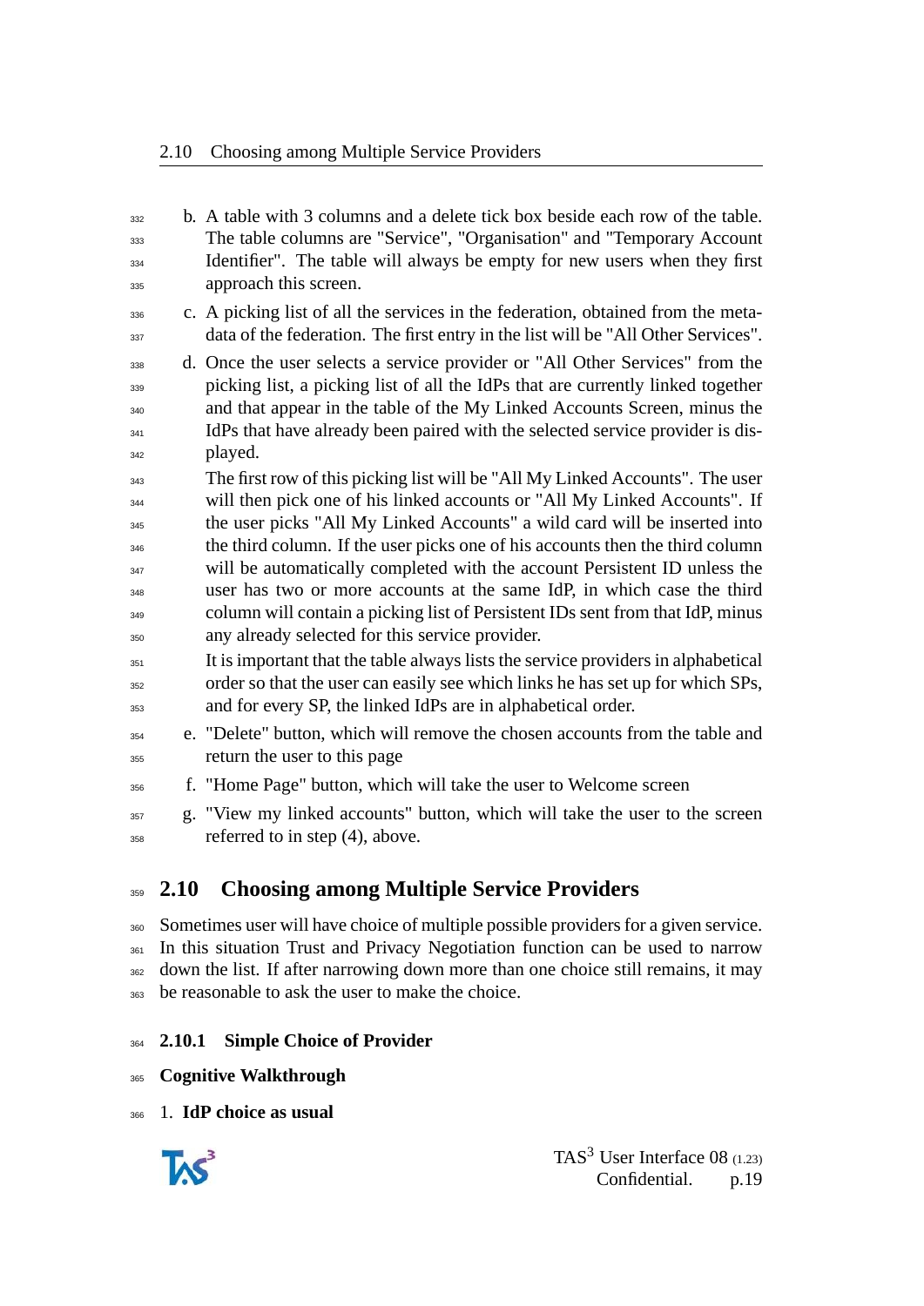b. A table with 3 columns and a delete tick box beside each row of the table. The table columns are "Service", "Organisation" and "Temporary Account Identifier". The table will always be empty for new users when they first approach this screen.

c. A picking list of all the services in the federation, obtained from the meta-data of the federation. The first entry in the list will be "All Other Services".

d. Once the user selects a service provider or "All Other Services" from the picking list, a picking list of all the IdPs that are currently linked together and that appear in the table of the My Linked Accounts Screen, minus the IdPs that have already been paired with the selected service provider is displayed.

   The first row of this picking list will be "All My Linked Accounts". The user will then pick one of his linked accounts or "All My Linked Accounts". If the user picks "All My Linked Accounts" a wild card will be inserted into the third column. If the user picks one of his accounts then the third column will be automatically completed with the account Persistent ID unless the user has two or more accounts at the same IdP, in which case the third column will contain a picking list of Persistent IDs sent from that IdP, minus any already selected for this service provider.

   It is important that the table always lists the service providers in alphabetical order so that the user can easily see which links he has set up for which SPs, and for every SP, the linked IdPs are in alphabetical order.

e. "Delete" button, which will remove the chosen accounts from the table and return the user to this page

f. "Home Page" button, which will take the user to Welcome screen

g. "View my linked accounts" button, which will take the user to the screen referred to in step (4), above.

## 2.10 Choosing among Multiple Service Providers

Sometimes user will have choice of multiple possible providers for a given service. In this situation Trust and Privacy Negotiation function can be used to narrow down the list. If after narrowing down more than one choice still remains, it may be reasonable to ask the user to make the choice.

### 2.10.1 Simple Choice of Provider

**Cognitive Walkthrough**

1. **IdP choice as usual**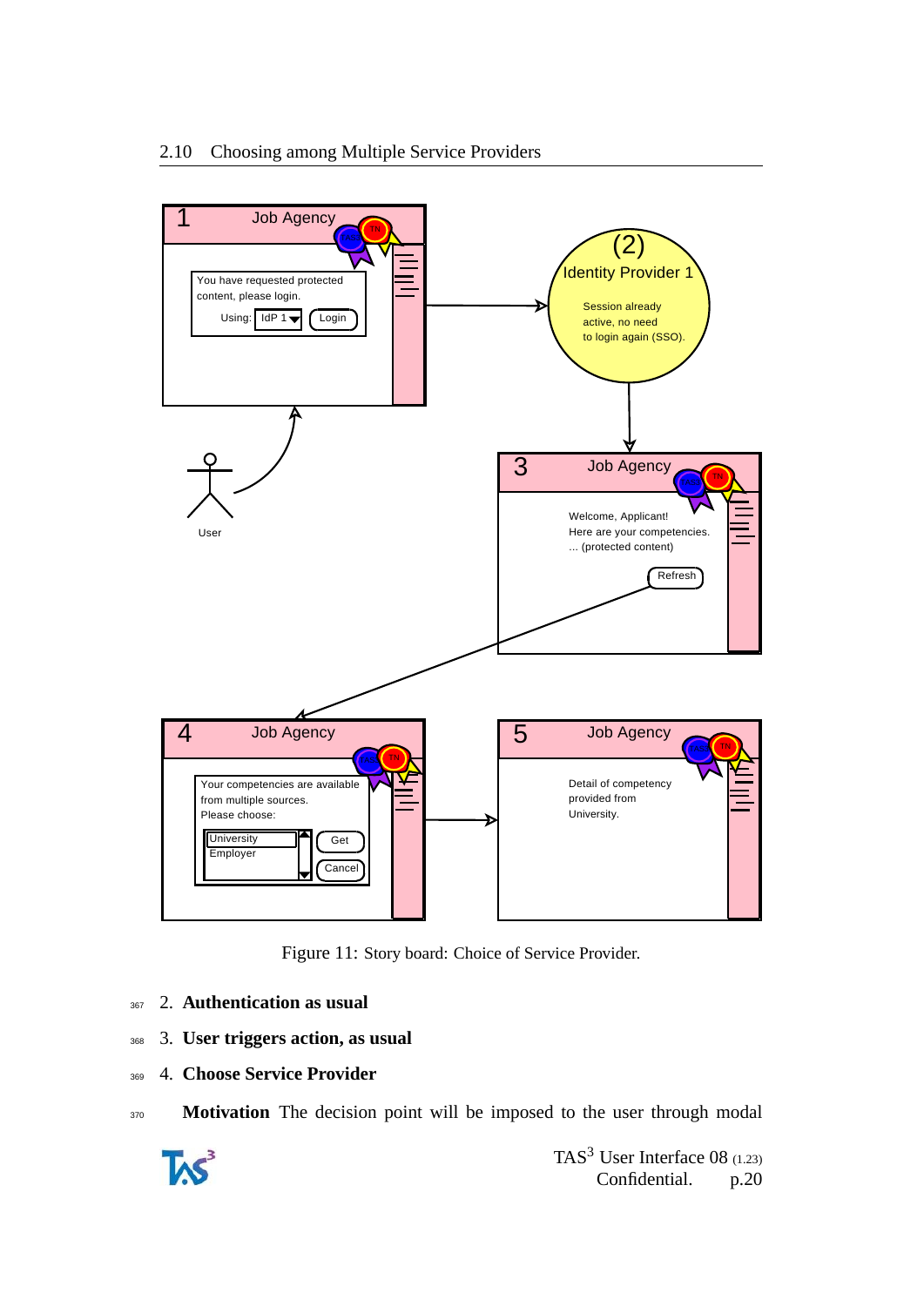## 2.10 Choosing among Multiple Service Providers

Figure 11: Story board: Choice of Service Provider.

2. **Authentication as usual**

3. **User triggers action, as usual**

4. **Choose Service Provider**

**Motivation** The decision point will be imposed to the user through modal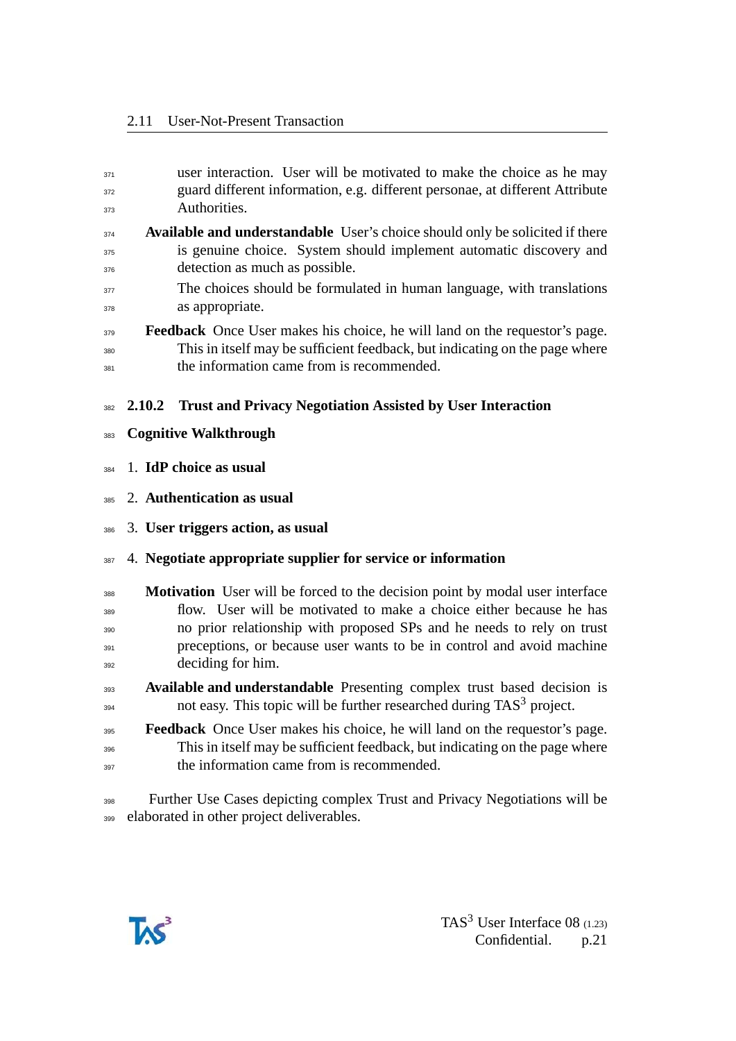user interaction. User will be motivated to make the choice as he may guard different information, e.g. different personae, at different Attribute Authorities.

**Available and understandable** User's choice should only be solicited if there is genuine choice. System should implement automatic discovery and detection as much as possible.

The choices should be formulated in human language, with translations as appropriate.

**Feedback** Once User makes his choice, he will land on the requestor's page. This in itself may be sufficient feedback, but indicating on the page where the information came from is recommended.

### 2.10.2 Trust and Privacy Negotiation Assisted by User Interaction

**Cognitive Walkthrough**

1. **IdP choice as usual**
2. **Authentication as usual**
3. **User triggers action, as usual**
4. **Negotiate appropriate supplier for service or information**

**Motivation** User will be forced to the decision point by modal user interface flow. User will be motivated to make a choice either because he has no prior relationship with proposed SPs and he needs to rely on trust preceptions, or because user wants to be in control and avoid machine deciding for him.

**Available and understandable** Presenting complex trust based decision is not easy. This topic will be further researched during TAS[3] project.

**Feedback** Once User makes his choice, he will land on the requestor's page. This in itself may be sufficient feedback, but indicating on the page where the information came from is recommended.

Further Use Cases depicting complex Trust and Privacy Negotiations will be elaborated in other project deliverables.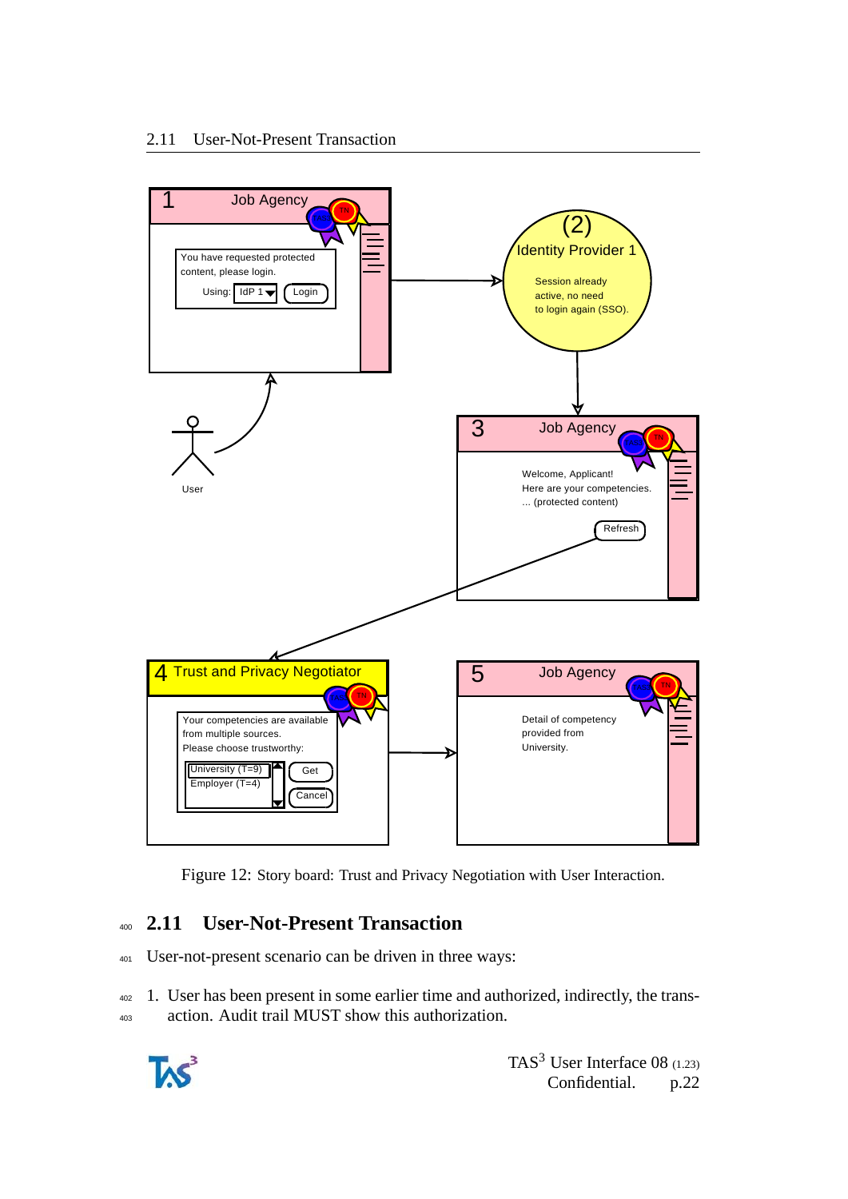Figure 12: Story board: Trust and Privacy Negotiation with User Interaction.

## 2.11 User-Not-Present Transaction

User-not-present scenario can be driven in three ways:

1. User has been present in some earlier time and authorized, indirectly, the transaction. Audit trail MUST show this authorization.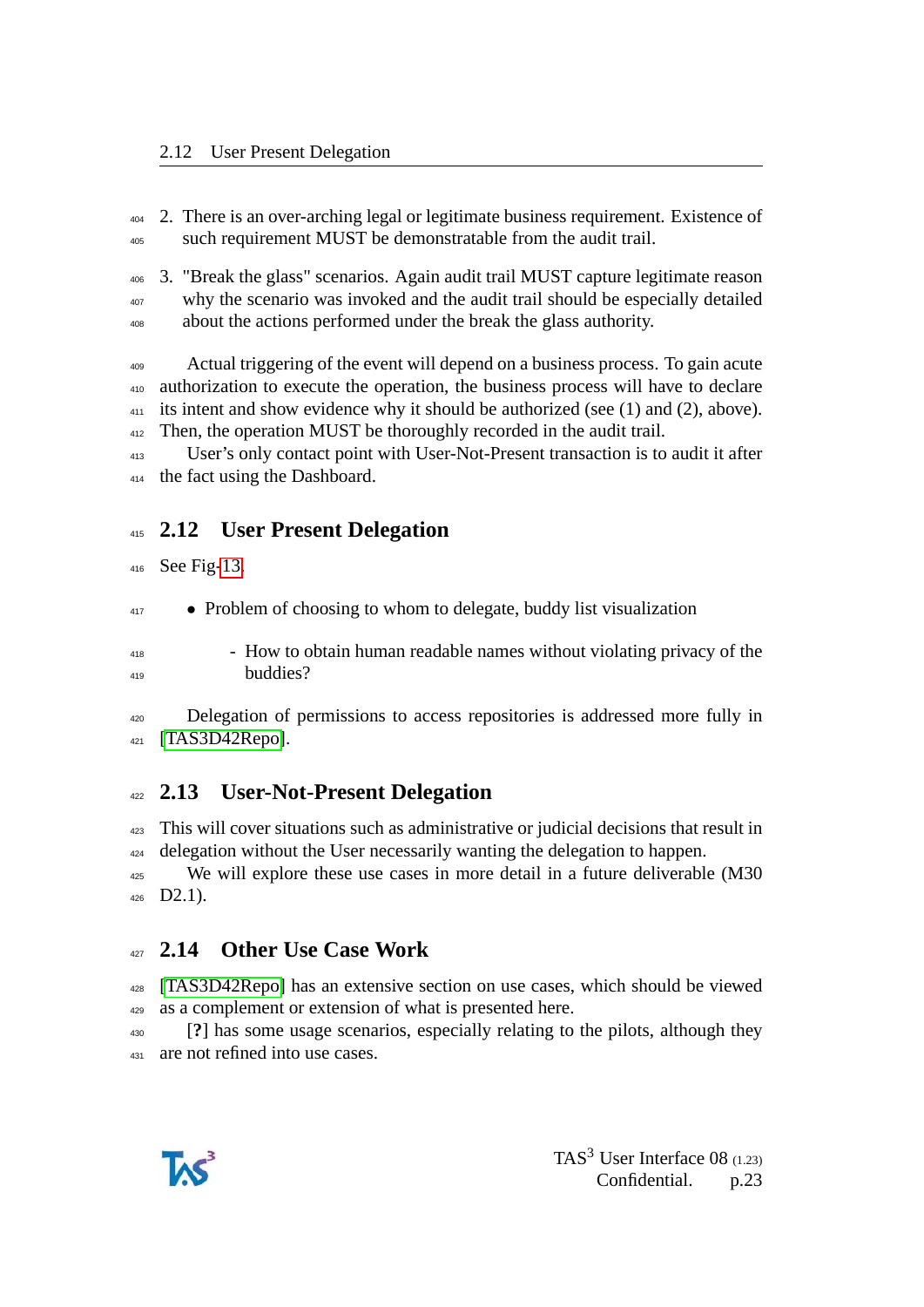2. There is an over-arching legal or legitimate business requirement. Existence of such requirement MUST be demonstratable from the audit trail.

3. "Break the glass" scenarios. Again audit trail MUST capture legitimate reason why the scenario was invoked and the audit trail should be especially detailed about the actions performed under the break the glass authority.

Actual triggering of the event will depend on a business process. To gain acute authorization to execute the operation, the business process will have to declare its intent and show evidence why it should be authorized (see (1) and (2), above). Then, the operation MUST be thoroughly recorded in the audit trail.

User's only contact point with User-Not-Present transaction is to audit it after the fact using the Dashboard.

## 2.12 User Present Delegation

See Fig-13.

- Problem of choosing to whom to delegate, buddy list visualization
  - How to obtain human readable names without violating privacy of the buddies?

Delegation of permissions to access repositories is addressed more fully in [TAS3D42Repo].

## 2.13 User-Not-Present Delegation

This will cover situations such as administrative or judicial decisions that result in delegation without the User necessarily wanting the delegation to happen.

We will explore these use cases in more detail in a future deliverable (M30 D2.1).

## 2.14 Other Use Case Work

[TAS3D42Repo] has an extensive section on use cases, which should be viewed as a complement or extension of what is presented here.

[?] has some usage scenarios, especially relating to the pilots, although they are not refined into use cases.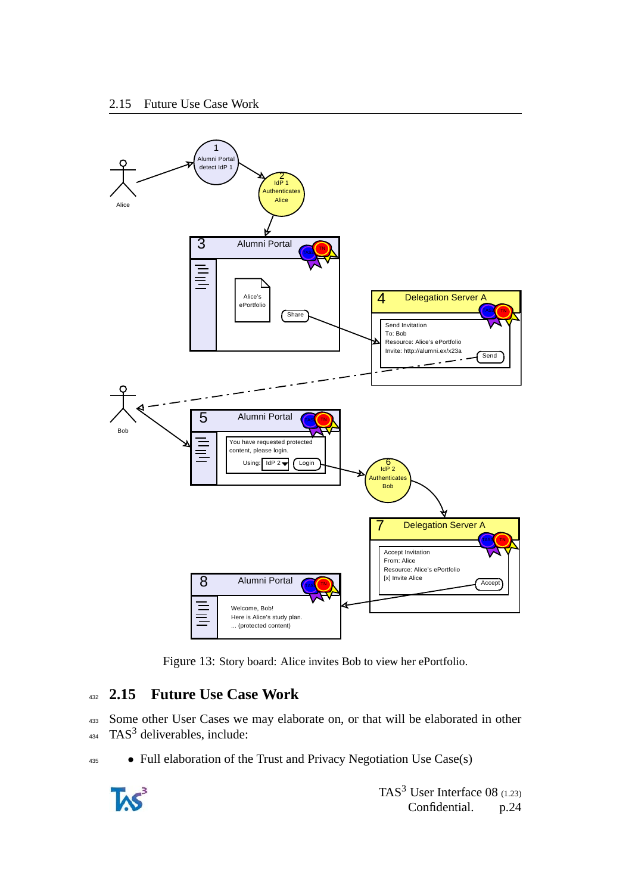Figure 13: Story board: Alice invites Bob to view her ePortfolio.

## 2.15 Future Use Case Work

Some other User Cases we may elaborate on, or that will be elaborated in other TAS[3] deliverables, include:

- Full elaboration of the Trust and Privacy Negotiation Use Case(s)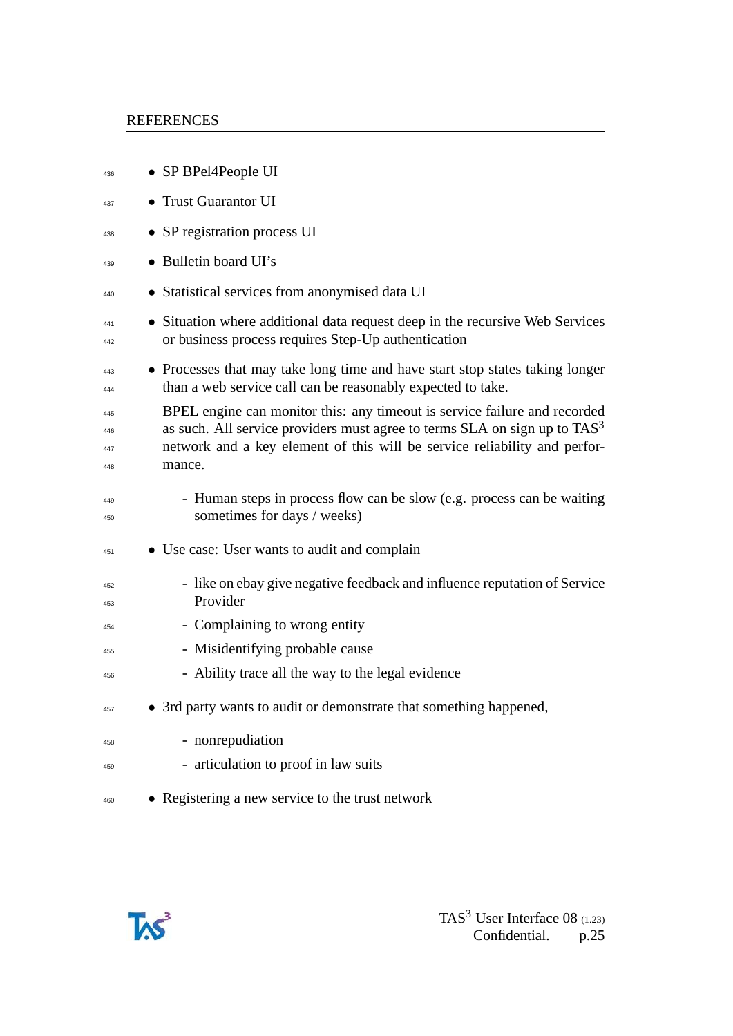- SP BPel4People UI
- Trust Guarantor UI
- SP registration process UI
- Bulletin board UI's
- Statistical services from anonymised data UI
- Situation where additional data request deep in the recursive Web Services or business process requires Step-Up authentication
- Processes that may take long time and have start stop states taking longer than a web service call can be reasonably expected to take.

  BPEL engine can monitor this: any timeout is service failure and recorded as such. All service providers must agree to terms SLA on sign up to TAS³ network and a key element of this will be service reliability and performance.

  - Human steps in process flow can be slow (e.g. process can be waiting sometimes for days / weeks)
- Use case: User wants to audit and complain
  - like on ebay give negative feedback and influence reputation of Service Provider
  - Complaining to wrong entity
  - Misidentifying probable cause
  - Ability trace all the way to the legal evidence
- 3rd party wants to audit or demonstrate that something happened,
  - nonrepudiation
  - articulation to proof in law suits
- Registering a new service to the trust network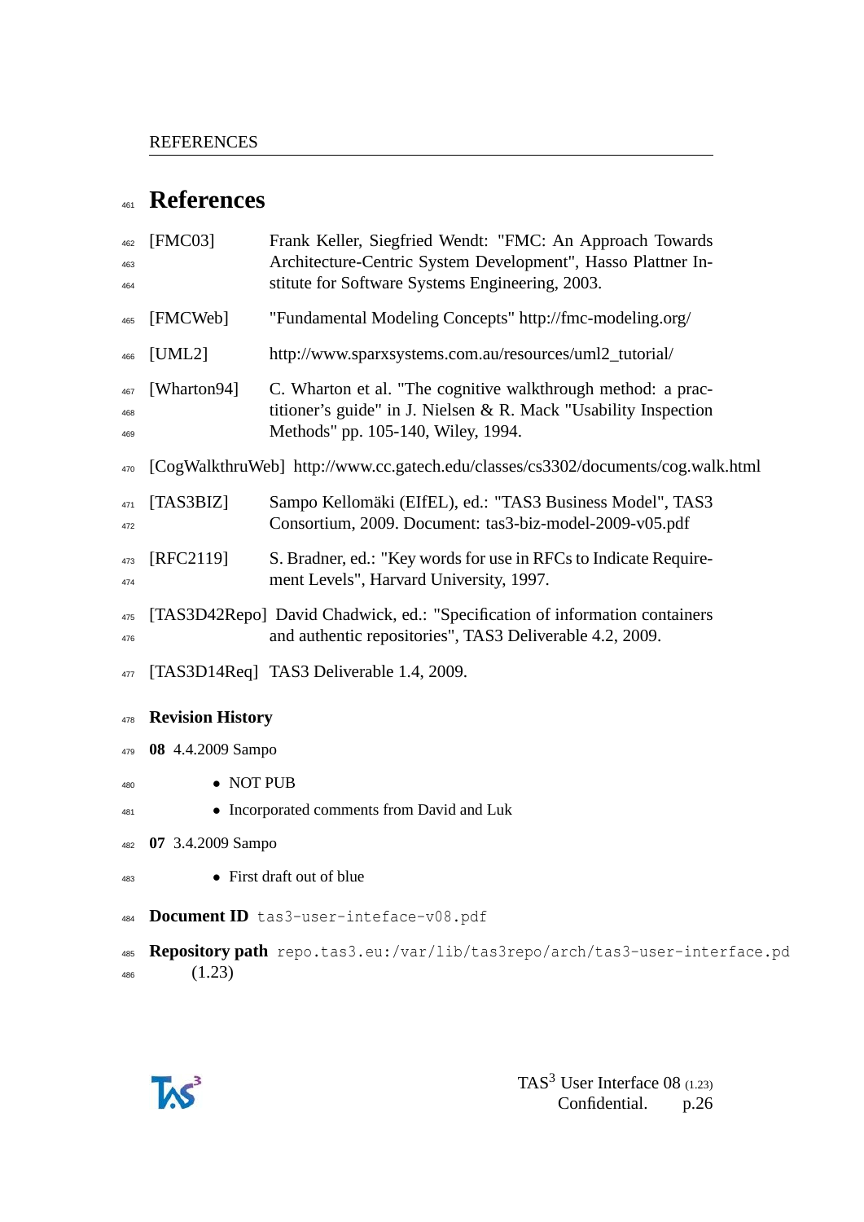# References

[FMC03] Frank Keller, Siegfried Wendt: "FMC: An Approach Towards Architecture-Centric System Development", Hasso Plattner Institute for Software Systems Engineering, 2003.

[FMCWeb] "Fundamental Modeling Concepts" http://fmc-modeling.org/

[UML2] http://www.sparxsystems.com.au/resources/uml2_tutorial/

[Wharton94] C. Wharton et al. "The cognitive walkthrough method: a practitioner's guide" in J. Nielsen & R. Mack "Usability Inspection Methods" pp. 105-140, Wiley, 1994.

[CogWalkthruWeb] http://www.cc.gatech.edu/classes/cs3302/documents/cog.walk.html

[TAS3BIZ] Sampo Kellomäki (EIfEL), ed.: "TAS3 Business Model", TAS3 Consortium, 2009. Document: tas3-biz-model-2009-v05.pdf

[RFC2119] S. Bradner, ed.: "Key words for use in RFCs to Indicate Requirement Levels", Harvard University, 1997.

[TAS3D42Repo] David Chadwick, ed.: "Specification of information containers and authentic repositories", TAS3 Deliverable 4.2, 2009.

[TAS3D14Req] TAS3 Deliverable 1.4, 2009.

### Revision History

**08** 4.4.2009 Sampo

- NOT PUB
- Incorporated comments from David and Luk

**07** 3.4.2009 Sampo

- First draft out of blue

**Document ID** `tas3-user-inteface-v08.pdf`

**Repository path** `repo.tas3.eu:/var/lib/tas3repo/arch/tas3-user-interface.pd` (1.23)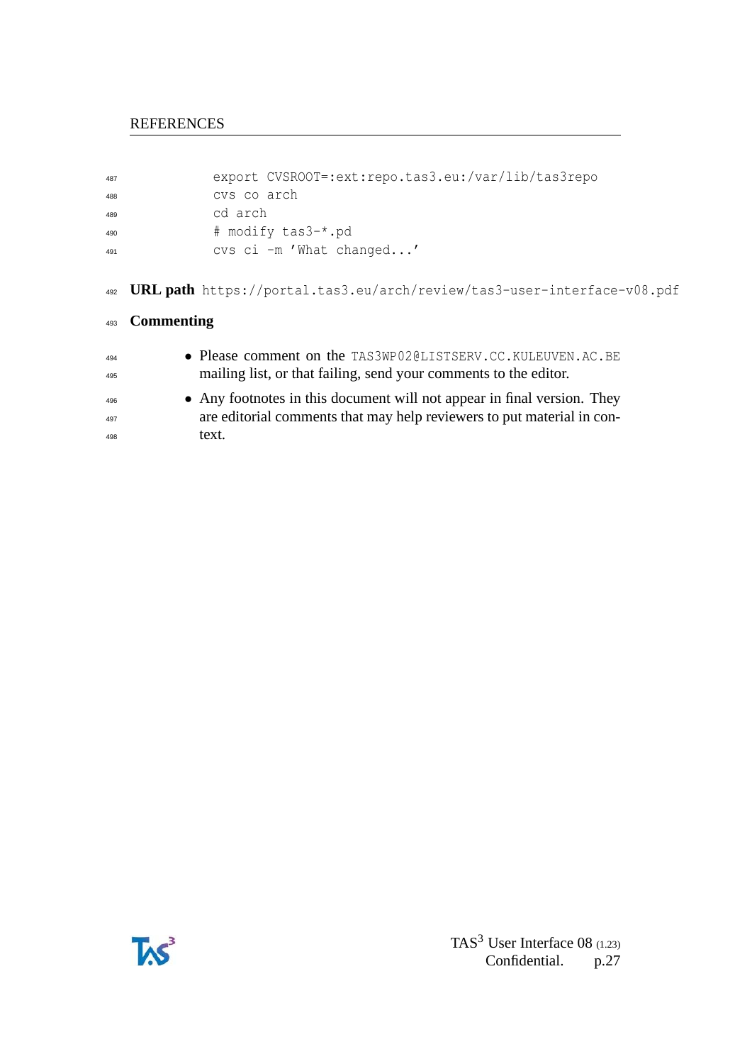```
export CVSROOT=:ext:repo.tas3.eu:/var/lib/tas3repo
cvs co arch
cd arch
# modify tas3-*.pd
cvs ci -m 'What changed...'
```

**URL path** `https://portal.tas3.eu/arch/review/tas3-user-interface-v08.pdf`

**Commenting**

- Please comment on the `TAS3WP02@LISTSERV.CC.KULEUVEN.AC.BE` mailing list, or that failing, send your comments to the editor.
- Any footnotes in this document will not appear in final version. They are editorial comments that may help reviewers to put material in context.